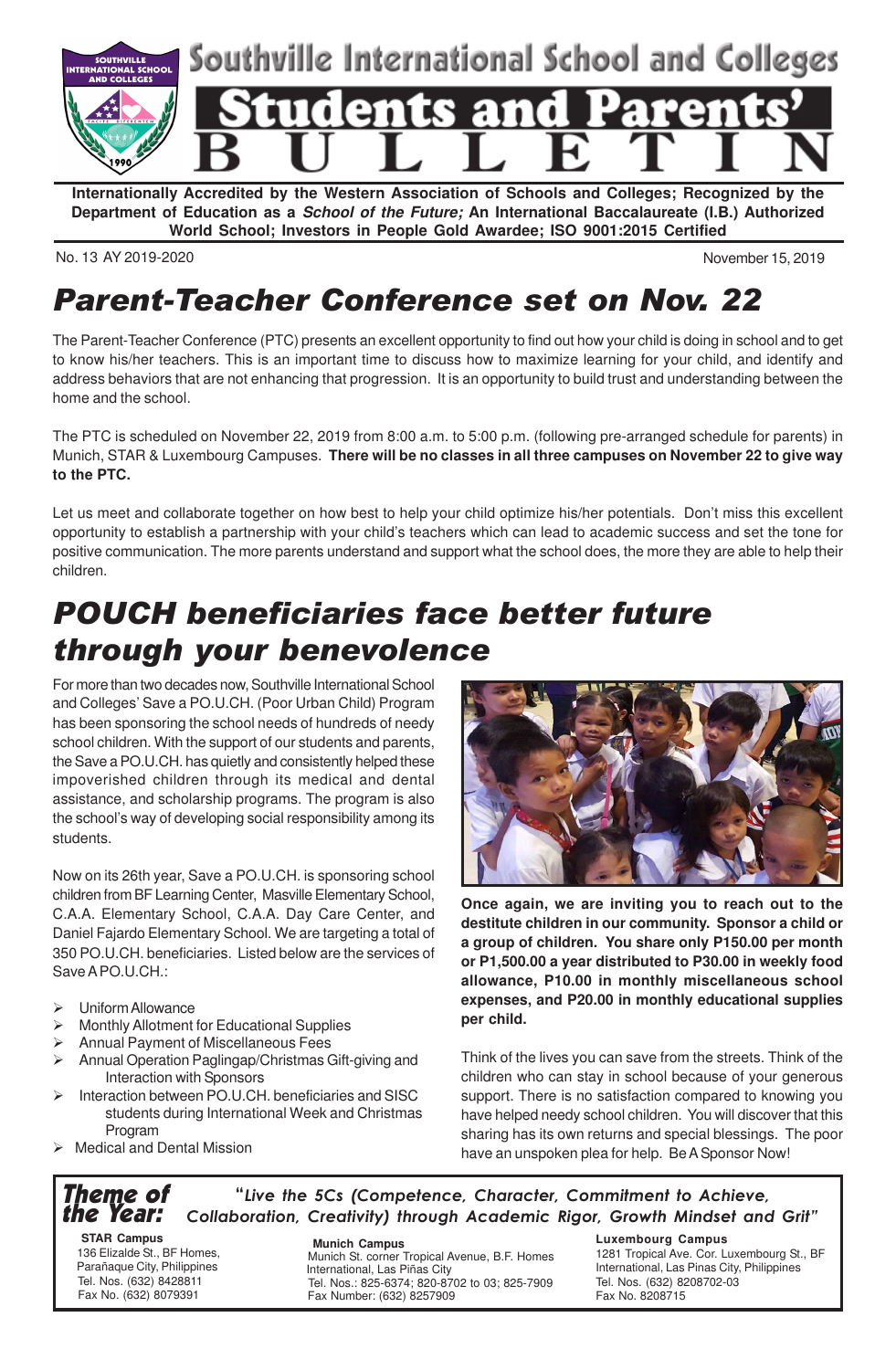# Southville International School and Colleges

# Students and Parents' BULLETIN

**Internationally Accredited by the Western Association of Schools and Colleges; Recognized by the Department of Education as a *School of the Future;* An International Baccalaureate (I.B.) Authorized World School; Investors in People Gold Awardee; ISO 9001:2015 Certified**

No. 13 AY 2019-2020

November 15, 2019

## *Parent-Teacher Conference set on Nov. 22*

The Parent-Teacher Conference (PTC) presents an excellent opportunity to find out how your child is doing in school and to get to know his/her teachers. This is an important time to discuss how to maximize learning for your child, and identify and address behaviors that are not enhancing that progression. It is an opportunity to build trust and understanding between the home and the school.

The PTC is scheduled on November 22, 2019 from 8:00 a.m. to 5:00 p.m. (following pre-arranged schedule for parents) in Munich, STAR & Luxembourg Campuses. **There will be no classes in all three campuses on November 22 to give way to the PTC.**

Let us meet and collaborate together on how best to help your child optimize his/her potentials. Don't miss this excellent opportunity to establish a partnership with your child's teachers which can lead to academic success and set the tone for positive communication. The more parents understand and support what the school does, the more they are able to help their children.

## *POUCH beneficiaries face better future through your benevolence*

For more than two decades now, Southville International School and Colleges' Save a PO.U.CH. (Poor Urban Child) Program has been sponsoring the school needs of hundreds of needy school children. With the support of our students and parents, the Save a PO.U.CH. has quietly and consistently helped these impoverished children through its medical and dental assistance, and scholarship programs. The program is also the school's way of developing social responsibility among its students.

Now on its 26th year, Save a PO.U.CH. is sponsoring school children from BF Learning Center, Masville Elementary School, C.A.A. Elementary School, C.A.A. Day Care Center, and Daniel Fajardo Elementary School. We are targeting a total of 350 PO.U.CH. beneficiaries. Listed below are the services of Save A PO.U.CH.:

- Uniform Allowance
- Monthly Allotment for Educational Supplies
- Annual Payment of Miscellaneous Fees
- Annual Operation Paglingap/Christmas Gift-giving and Interaction with Sponsors
- Interaction between PO.U.CH. beneficiaries and SISC students during International Week and Christmas Program
- Medical and Dental Mission

**Once again, we are inviting you to reach out to the destitute children in our community. Sponsor a child or a group of children. You share only P150.00 per month or P1,500.00 a year distributed to P30.00 in weekly food allowance, P10.00 in monthly miscellaneous school expenses, and P20.00 in monthly educational supplies per child.**

Think of the lives you can save from the streets. Think of the children who can stay in school because of your generous support. There is no satisfaction compared to knowing you have helped needy school children. You will discover that this sharing has its own returns and special blessings. The poor have an unspoken plea for help. Be A Sponsor Now!

**Theme of the Year:** *"Live the 5Cs (Competence, Character, Commitment to Achieve, Collaboration, Creativity) through Academic Rigor, Growth Mindset and Grit"*

**STAR Campus**
136 Elizalde St., BF Homes, Parañaque City, Philippines
Tel. Nos. (632) 8428811
Fax No. (632) 8079391

**Munich Campus**
Munich St. corner Tropical Avenue, B.F. Homes International, Las Piñas City
Tel. Nos.: 825-6374; 820-8702 to 03; 825-7909
Fax Number: (632) 8257909

**Luxembourg Campus**
1281 Tropical Ave. Cor. Luxembourg St., BF International, Las Pinas City, Philippines
Tel. Nos. (632) 8208702-03
Fax No. 8208715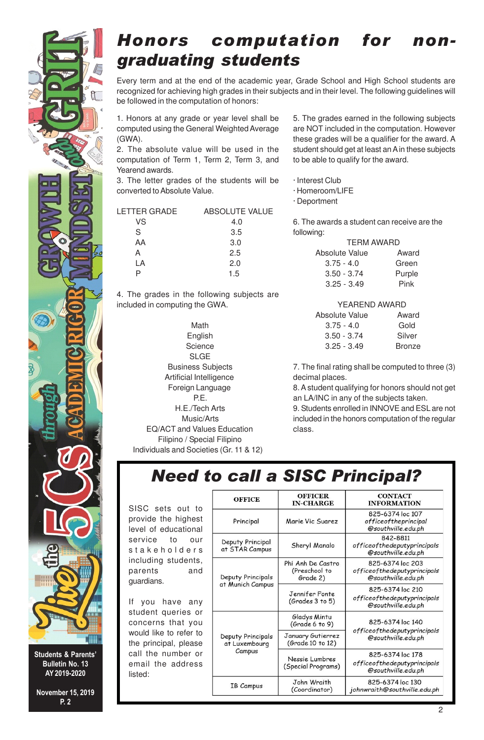# Honors computation for non-graduating students

Every term and at the end of the academic year, Grade School and High School students are recognized for achieving high grades in their subjects and in their level. The following guidelines will be followed in the computation of honors:

1. Honors at any grade or year level shall be computed using the General Weighted Average (GWA).
2. The absolute value will be used in the computation of Term 1, Term 2, Term 3, and Yearend awards.
3. The letter grades of the students will be converted to Absolute Value.

| LETTER GRADE | ABSOLUTE VALUE |
|---|---|
| VS | 4.0 |
| S | 3.5 |
| AA | 3.0 |
| A | 2.5 |
| LA | 2.0 |
| P | 1.5 |

4. The grades in the following subjects are included in computing the GWA.

- Math
- English
- Science
- SLGE
- Business Subjects
- Artificial Intelligence
- Foreign Language
- P.E.
- H.E./Tech Arts
- Music/Arts
- EQ/ACT and Values Education
- Filipino / Special Filipino
- Individuals and Societies (Gr. 11 & 12)

5. The grades earned in the following subjects are NOT included in the computation. However these grades will be a qualifier for the award. A student should get at least an A in these subjects to be able to qualify for the award.

- Interest Club
- Homeroom/LIFE
- Deportment

6. The awards a student can receive are the following:

TERM AWARD

| Absolute Value | Award |
|---|---|
| 3.75 - 4.0 | Green |
| 3.50 - 3.74 | Purple |
| 3.25 - 3.49 | Pink |

YEAREND AWARD

| Absolute Value | Award |
|---|---|
| 3.75 - 4.0 | Gold |
| 3.50 - 3.74 | Silver |
| 3.25 - 3.49 | Bronze |

7. The final rating shall be computed to three (3) decimal places.
8. A student qualifying for honors should not get an LA/INC in any of the subjects taken.
9. Students enrolled in INNOVE and ESL are not included in the honors computation of the regular class.

# Need to call a SISC Principal?

SISC sets out to provide the highest level of educational service to our stakeholders including students, parents and guardians.

If you have any student queries or concerns that you would like to refer to the principal, please call the number or email the address listed:

| OFFICE | OFFICER IN-CHARGE | CONTACT INFORMATION |
|---|---|---|
| Principal | Marie Vic Suarez | 825-6374 loc 107 officeoftheprincipal@southville.edu.ph |
| Deputy Principal at STAR Campus | Sheryl Manalo | 842-8811 officeofthedeputyprincipals@southville.edu.ph |
| Deputy Principals at Munich Campus | Phi Anh De Castro (Preschool to Grade 2) | 825-6374 loc 203 officeofthedeputyprincipals@southville.edu.ph |
| | Jennifer Fonte (Grades 3 to 5) | 825-6374 loc 210 officeofthedeputyprincipals@southville.edu.ph |
| Deputy Principals at Luxembourg Campus | Gladys Mintu (Grade 6 to 9) | 825-6374 loc 140 officeofthedeputyprincipals@southville.edu.ph |
| | January Gutierrez (Grade 10 to 12) | |
| | Nessie Lumbres (Special Programs) | 825-6374 loc 178 officeofthedeputyprincipals@southville.edu.ph |
| IB Campus | John Wraith (Coordinator) | 825-6374 loc 130 johnwraith@southville.edu.ph |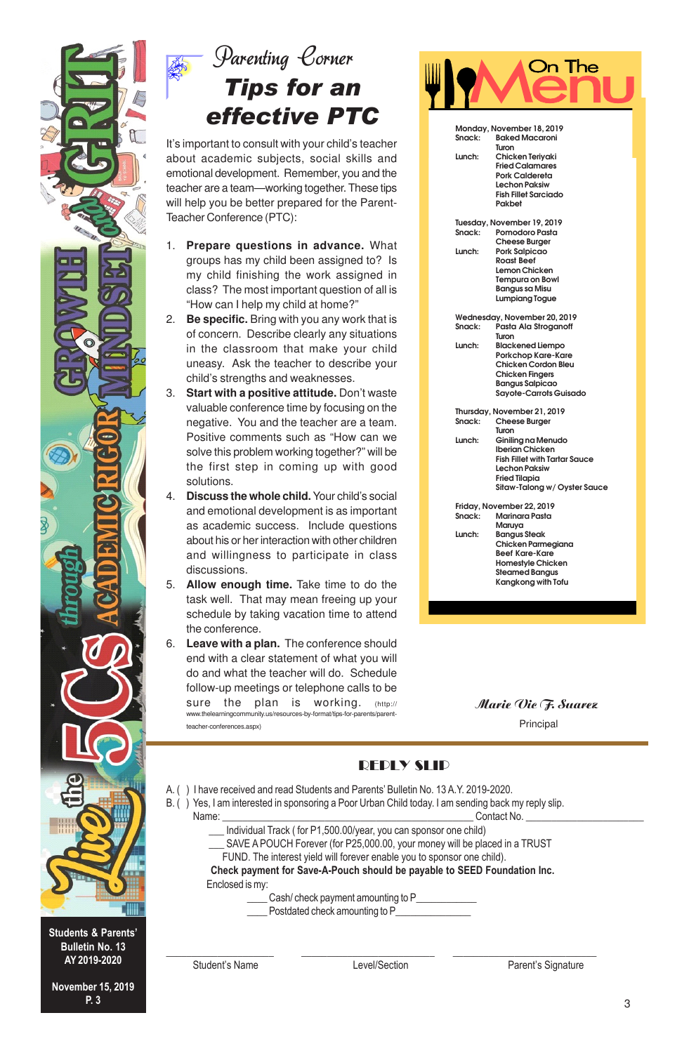# Parenting Corner

## Tips for an effective PTC

It's important to consult with your child's teacher about academic subjects, social skills and emotional development. Remember, you and the teacher are a team—working together. These tips will help you be better prepared for the Parent-Teacher Conference (PTC):

1. **Prepare questions in advance.** What groups has my child been assigned to? Is my child finishing the work assigned in class? The most important question of all is "How can I help my child at home?"
2. **Be specific.** Bring with you any work that is of concern. Describe clearly any situations in the classroom that make your child uneasy. Ask the teacher to describe your child's strengths and weaknesses.
3. **Start with a positive attitude.** Don't waste valuable conference time by focusing on the negative. You and the teacher are a team. Positive comments such as "How can we solve this problem working together?" will be the first step in coming up with good solutions.
4. **Discuss the whole child.** Your child's social and emotional development is as important as academic success. Include questions about his or her interaction with other children and willingness to participate in class discussions.
5. **Allow enough time.** Take time to do the task well. That may mean freeing up your schedule by taking vacation time to attend the conference.
6. **Leave with a plan.** The conference should end with a clear statement of what you will do and what the teacher will do. Schedule follow-up meetings or telephone calls to be sure the plan is working. (http://www.thelearningcommunity.us/resources-by-format/tips-for-parents/parent-teacher-conferences.aspx)

## On The Menu

**Monday, November 18, 2019**
Snack: Baked Macaroni
Turon
Lunch: Chicken Teriyaki
Fried Calamares
Pork Caldereta
Lechon Paksiw
Fish Fillet Sarciado
Pakbet

**Tuesday, November 19, 2019**
Snack: Pomodoro Pasta
Cheese Burger
Lunch: Pork Salpicao
Roast Beef
Lemon Chicken
Tempura on Bowl
Bangus sa Misu
Lumpiang Togue

**Wednesday, November 20, 2019**
Snack: Pasta Ala Stroganoff
Turon
Lunch: Blackened Liempo
Porkchop Kare-Kare
Chicken Cordon Bleu
Chicken Fingers
Bangus Salpicao
Sayote-Carrots Guisado

**Thursday, November 21, 2019**
Snack: Cheese Burger
Turon
Lunch: Giniling na Menudo
Iberian Chicken
Fish Fillet with Tartar Sauce
Lechon Paksiw
Fried Tilapia
Sitaw-Talong w/ Oyster Sauce

**Friday, November 22, 2019**
Snack: Marinara Pasta
Maruya
Lunch: Bangus Steak
Chicken Parmegiana
Beef Kare-Kare
Homestyle Chicken
Steamed Bangus
Kangkong with Tofu

*Marie Vic F. Suarez*
Principal

## REPLY SLIP

A. ( ) I have received and read Students and Parents' Bulletin No. 13 A.Y. 2019-2020.

B. ( ) Yes, I am interested in sponsoring a Poor Urban Child today. I am sending back my reply slip.

Name: ______________________________ Contact No. ____________________

___ Individual Track ( for P1,500.00/year, you can sponsor one child)

___ SAVE A POUCH Forever (for P25,000.00, your money will be placed in a TRUST FUND. The interest yield will forever enable you to sponsor one child).

**Check payment for Save-A-Pouch should be payable to SEED Foundation Inc.**

Enclosed is my:

____ Cash/ check payment amounting to P___________

____ Postdated check amounting to P_____________

________________ Student's Name ________________ Level/Section ________________ Parent's Signature

Live the 5Cs through ACADEMIC RIGOR and GROWTH MINDSET GRIT

Students & Parents' Bulletin No. 13 AY 2019-2020

November 15, 2019